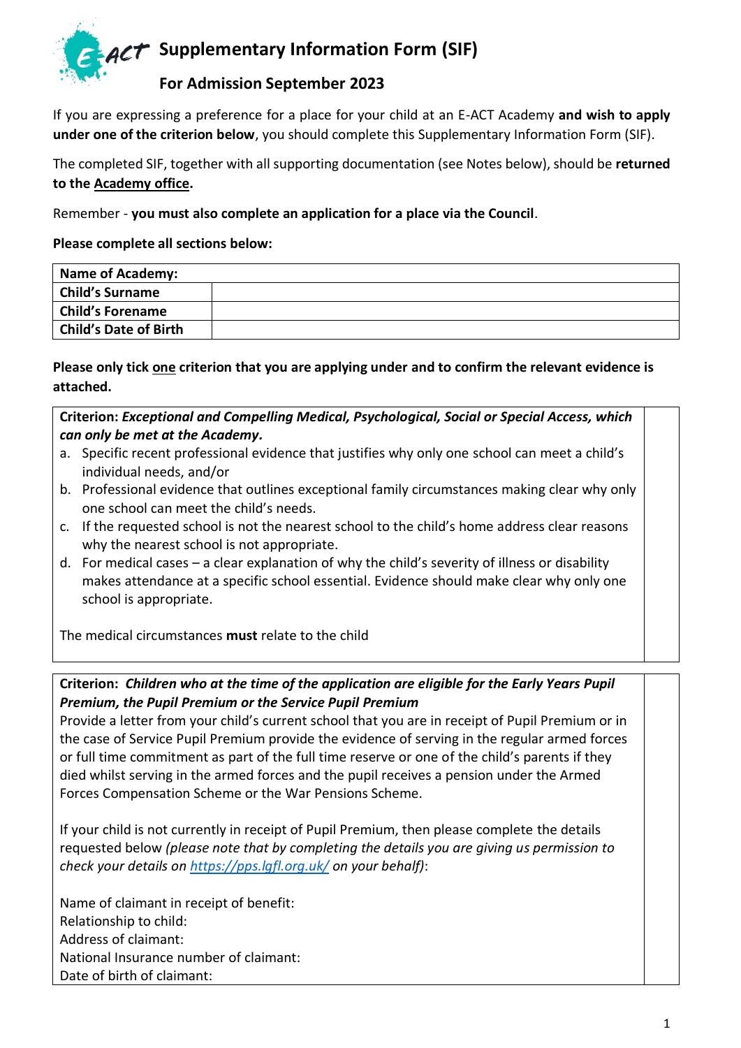# Supplementary Information Form (SIF)

## For Admission September 2023

If you are expressing a preference for a place for your child at an E-ACT Academy **and wish to apply under one of the criterion below**, you should complete this Supplementary Information Form (SIF).

The completed SIF, together with all supporting documentation (see Notes below), should be **returned to the Academy office.**

Remember - **you must also complete an application for a place via the Council**.

**Please complete all sections below:**

| **Name of Academy:** | |
|---|---|
| **Child's Surname** | |
| **Child's Forename** | |
| **Child's Date of Birth** | |

**Please only tick one criterion that you are applying under and to confirm the relevant evidence is attached.**

| | |
|---|---|
| **Criterion:** ***Exceptional and Compelling Medical, Psychological, Social or Special Access, which can only be met at the Academy.***<br>a. Specific recent professional evidence that justifies why only one school can meet a child's individual needs, and/or<br>b. Professional evidence that outlines exceptional family circumstances making clear why only one school can meet the child's needs.<br>c. If the requested school is not the nearest school to the child's home address clear reasons why the nearest school is not appropriate.<br>d. For medical cases – a clear explanation of why the child's severity of illness or disability makes attendance at a specific school essential. Evidence should make clear why only one school is appropriate.<br><br>The medical circumstances **must** relate to the child | |

| | |
|---|---|
| **Criterion:** ***Children who at the time of the application are eligible for the Early Years Pupil Premium, the Pupil Premium or the Service Pupil Premium***<br>Provide a letter from your child's current school that you are in receipt of Pupil Premium or in the case of Service Pupil Premium provide the evidence of serving in the regular armed forces or full time commitment as part of the full time reserve or one of the child's parents if they died whilst serving in the armed forces and the pupil receives a pension under the Armed Forces Compensation Scheme or the War Pensions Scheme.<br><br>If your child is not currently in receipt of Pupil Premium, then please complete the details requested below *(please note that by completing the details you are giving us permission to check your details on https://pps.lgfl.org.uk/ on your behalf)*:<br><br>Name of claimant in receipt of benefit:<br>Relationship to child:<br>Address of claimant:<br>National Insurance number of claimant:<br>Date of birth of claimant: | |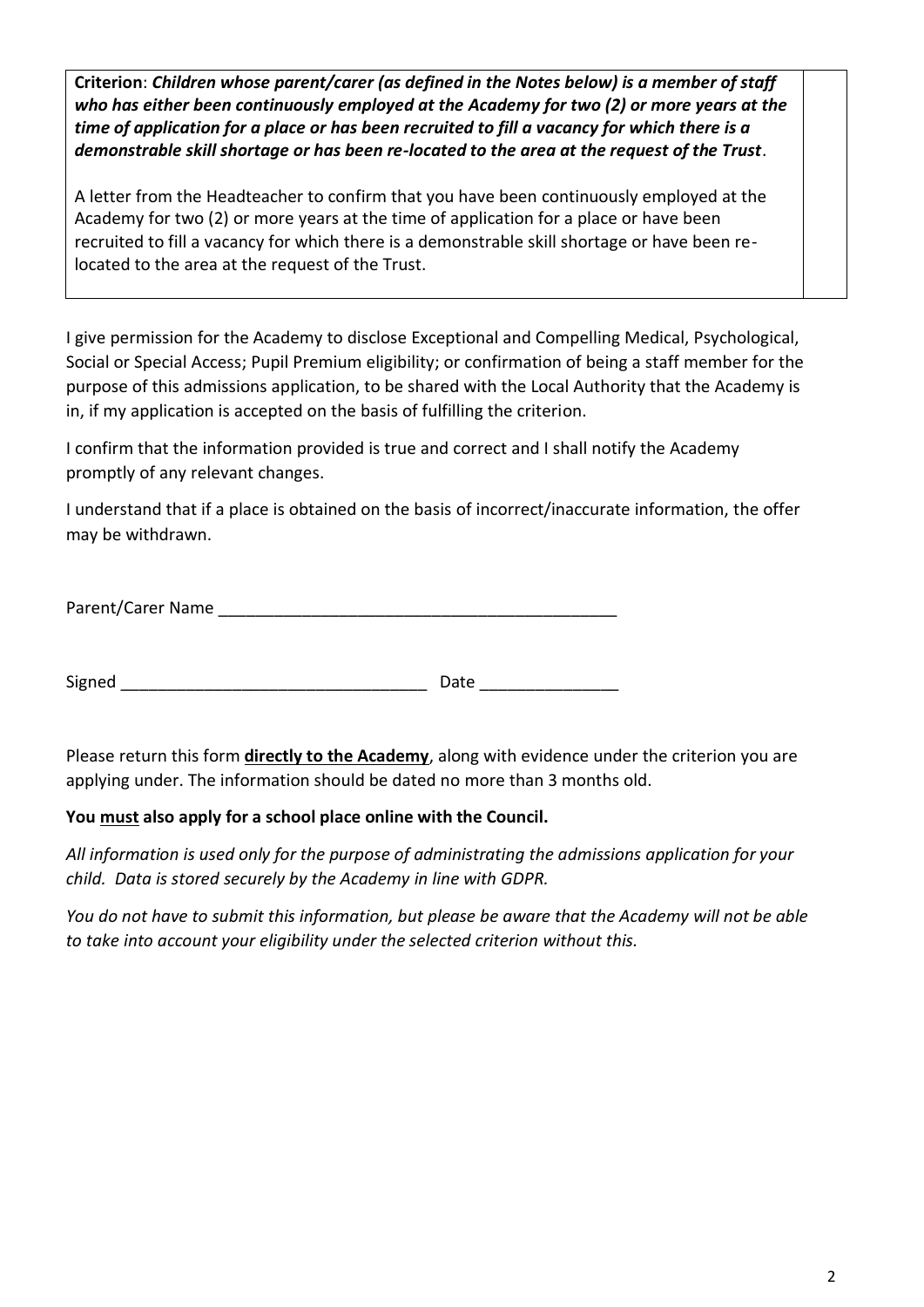| | |
|---|---|
| **Criterion**: ***Children whose parent/carer (as defined in the Notes below) is a member of staff who has either been continuously employed at the Academy for two (2) or more years at the time of application for a place or has been recruited to fill a vacancy for which there is a demonstrable skill shortage or has been re-located to the area at the request of the Trust***.<br><br>A letter from the Headteacher to confirm that you have been continuously employed at the Academy for two (2) or more years at the time of application for a place or have been recruited to fill a vacancy for which there is a demonstrable skill shortage or have been re-located to the area at the request of the Trust. | |

I give permission for the Academy to disclose Exceptional and Compelling Medical, Psychological, Social or Special Access; Pupil Premium eligibility; or confirmation of being a staff member for the purpose of this admissions application, to be shared with the Local Authority that the Academy is in, if my application is accepted on the basis of fulfilling the criterion.

I confirm that the information provided is true and correct and I shall notify the Academy promptly of any relevant changes.

I understand that if a place is obtained on the basis of incorrect/inaccurate information, the offer may be withdrawn.

Parent/Carer Name ____________________________________________

Signed _________________________________ Date _______________

Please return this form **directly to the Academy**, along with evidence under the criterion you are applying under. The information should be dated no more than 3 months old.

**You must also apply for a school place online with the Council.**

*All information is used only for the purpose of administrating the admissions application for your child. Data is stored securely by the Academy in line with GDPR.*

*You do not have to submit this information, but please be aware that the Academy will not be able to take into account your eligibility under the selected criterion without this.*